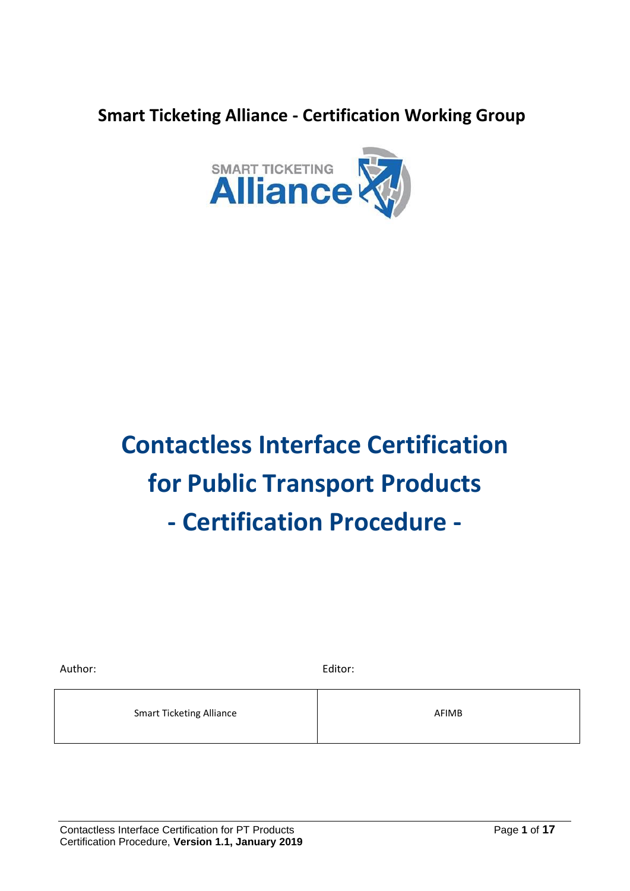**Smart Ticketing Alliance - Certification Working Group**

# Contactless Interface Certification for Public Transport Products - Certification Procure -

| Author: | Editor: |
| --- | --- |
| Smart Ticketing Alliance | AFIMB |

**Smart Ticketing Alliance - Certification Working Group**

# Contactless Interface Certification for Public Transport Products - Certification Procedure -

| Author: | Editor: |
| --- | --- |
| Smart Ticketing Alliance | AFIMB |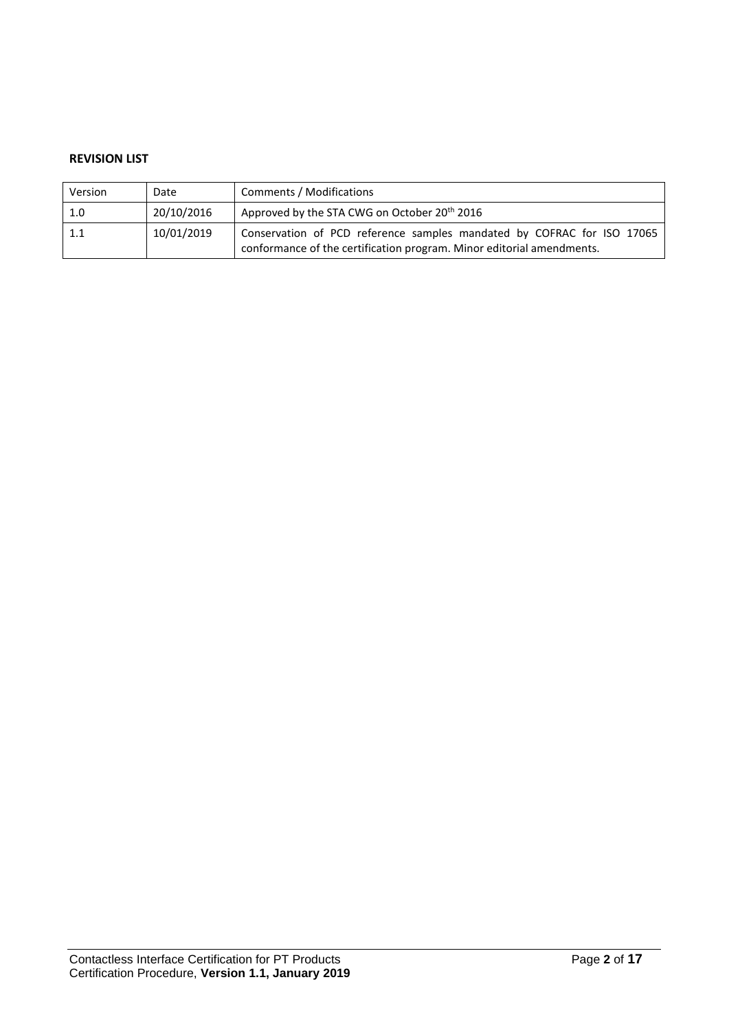**REVISION LIST**

| Version | Date | Comments / Modifications |
| --- | --- | --- |
| 1.0 | 20/10/2016 | Approved by the STA CWG on October 20th 2016 |
| 1.1 | 10/01/2019 | Conservation of PCD reference samples mandated by COFRAC for ISO 17065 conformance of the certification program. Minor editorial amendments. |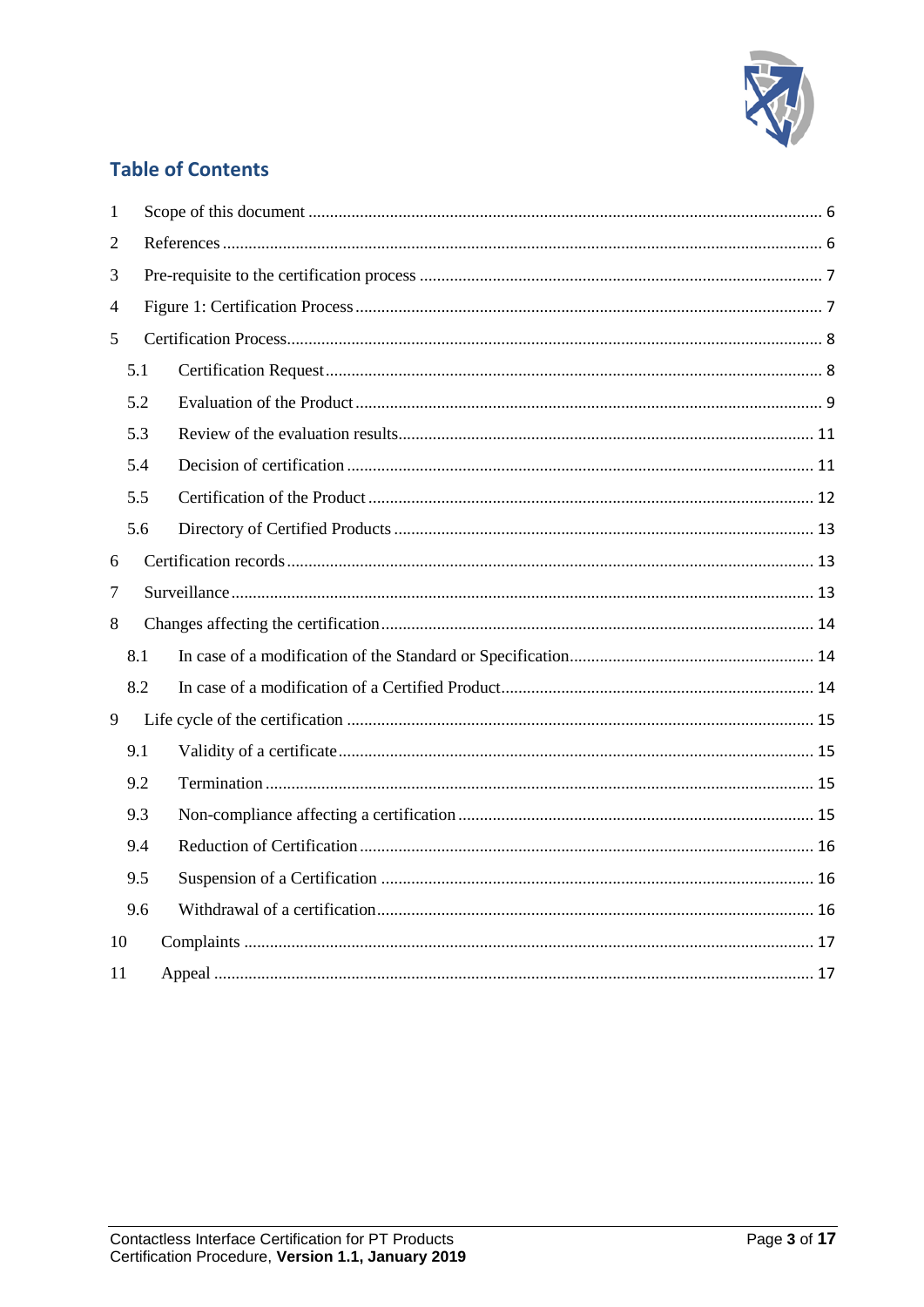## Table of Contents

1 Scope of this document ........ 6

2 References ........ 6

3 Pre-requisite to the certification process ........ 7

4 Figure 1: Certification Process ........ 7

5 Certification Process ........ 8

- 5.1 Certification Request ........ 8
- 5.2 Evaluation of the Product ........ 9
- 5.3 Review of the evaluation results ........ 11
- 5.4 Decision of certification ........ 11
- 5.5 Certification of the Product ........ 12
- 5.6 Directory of Certified Products ........ 13

6 Certification records ........ 13

7 Surveillance ........ 13

8 Changes affecting the certification ........ 14

- 8.1 In case of a modification of the Standard or Specification ........ 14
- 8.2 In case of a modification of a Certified Product ........ 14

9 Life cycle of the certification ........ 15

- 9.1 Validity of a certificate ........ 15
- 9.2 Termination ........ 15
- 9.3 Non-compliance affecting a certification ........ 15
- 9.4 Reduction of Certification ........ 16
- 9.5 Suspension of a Certification ........ 16
- 9.6 Withdrawal of a certification ........ 16

10 Complaints ........ 17

11 Appeal ........ 17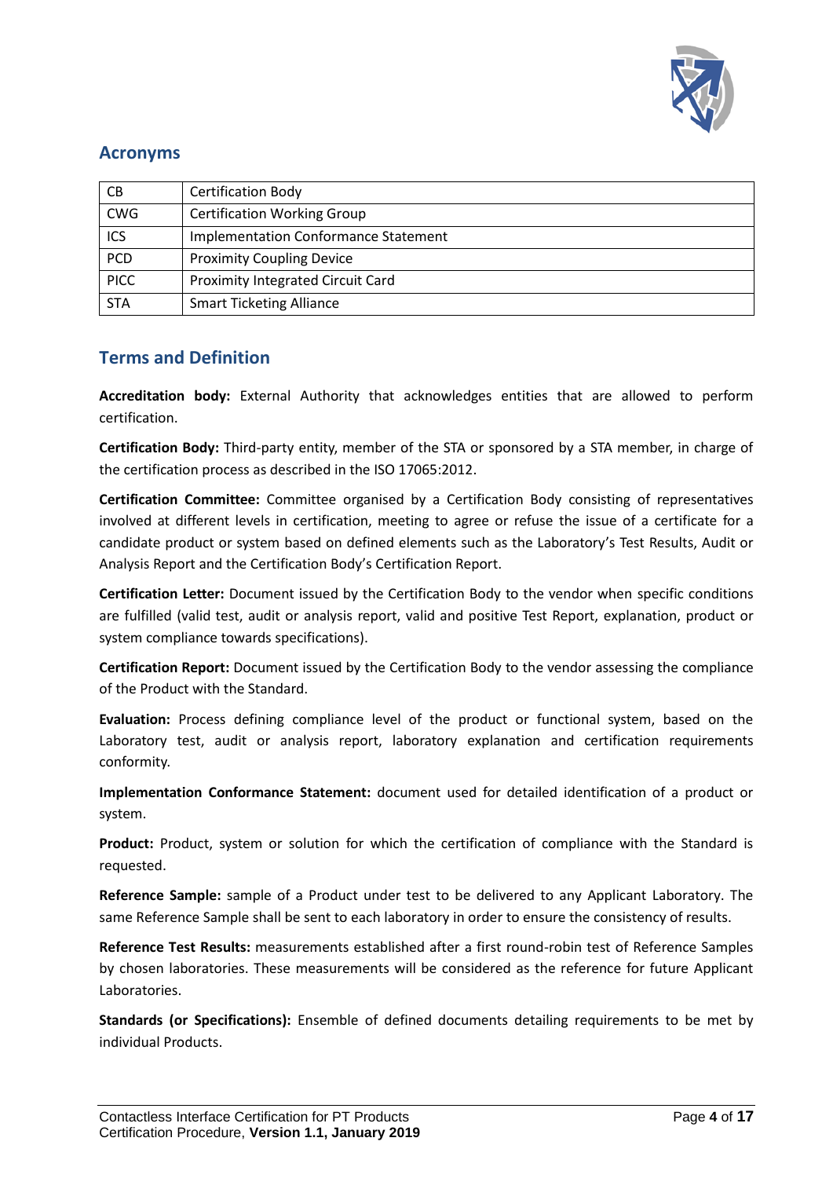## Acronyms

| | |
|---|---|
| CB | Certification Body |
| CWG | Certification Working Group |
| ICS | Implementation Conformance Statement |
| PCD | Proximity Coupling Device |
| PICC | Proximity Integrated Circuit Card |
| STA | Smart Ticketing Alliance |

## Terms and Definition

**Accreditation body:** External Authority that acknowledges entities that are allowed to perform certification.

**Certification Body:** Third-party entity, member of the STA or sponsored by a STA member, in charge of the certification process as described in the ISO 17065:2012.

**Certification Committee:** Committee organised by a Certification Body consisting of representatives involved at different levels in certification, meeting to agree or refuse the issue of a certificate for a candidate product or system based on defined elements such as the Laboratory's Test Results, Audit or Analysis Report and the Certification Body's Certification Report.

**Certification Letter:** Document issued by the Certification Body to the vendor when specific conditions are fulfilled (valid test, audit or analysis report, valid and positive Test Report, explanation, product or system compliance towards specifications).

**Certification Report:** Document issued by the Certification Body to the vendor assessing the compliance of the Product with the Standard.

**Evaluation:** Process defining compliance level of the product or functional system, based on the Laboratory test, audit or analysis report, laboratory explanation and certification requirements conformity.

**Implementation Conformance Statement:** document used for detailed identification of a product or system.

**Product:** Product, system or solution for which the certification of compliance with the Standard is requested.

**Reference Sample:** sample of a Product under test to be delivered to any Applicant Laboratory. The same Reference Sample shall be sent to each laboratory in order to ensure the consistency of results.

**Reference Test Results:** measurements established after a first round-robin test of Reference Samples by chosen laboratories. These measurements will be considered as the reference for future Applicant Laboratories.

**Standards (or Specifications):** Ensemble of defined documents detailing requirements to be met by individual Products.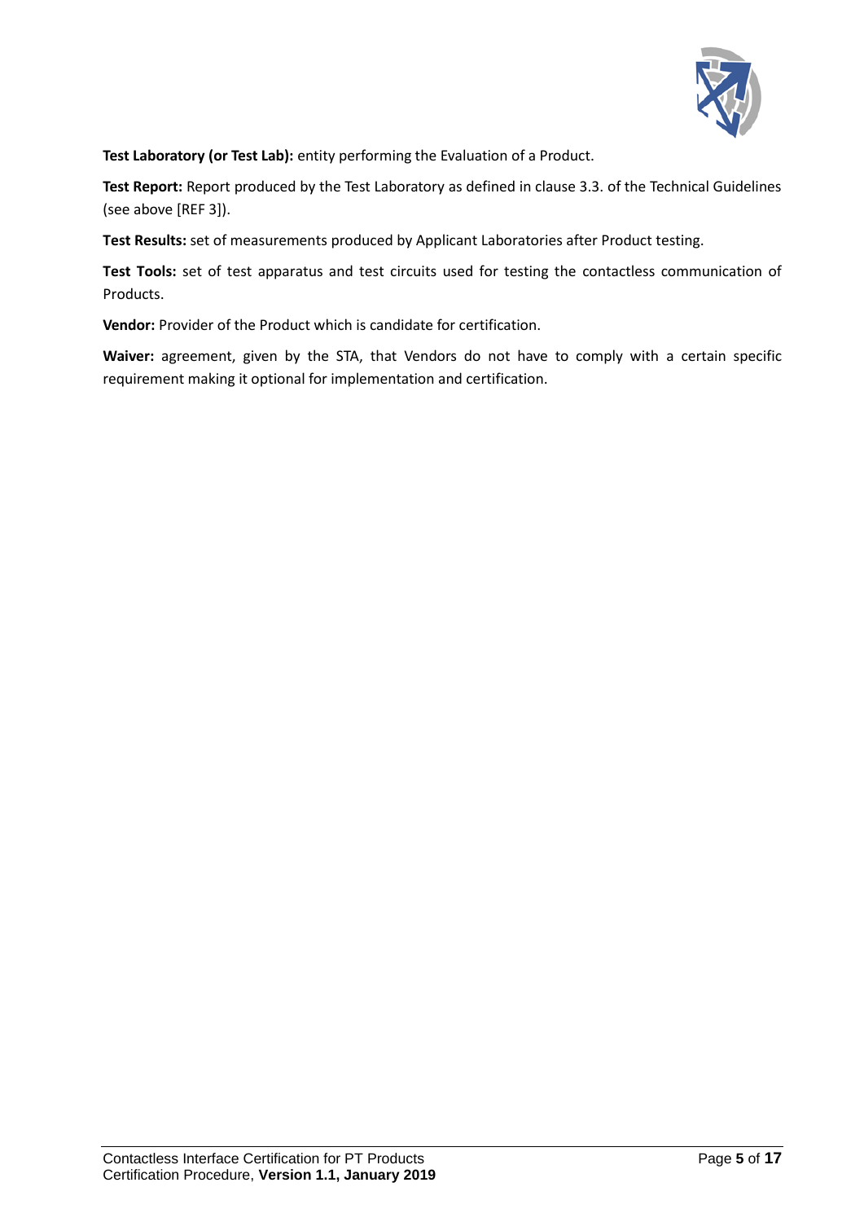**Test Laboratory (or Test Lab):** entity performing the Evaluation of a Product.

**Test Report:** Report produced by the Test Laboratory as defined in clause 3.3. of the Technical Guidelines (see above [REF 3]).

**Test Results:** set of measurements produced by Applicant Laboratories after Product testing.

**Test Tools:** set of test apparatus and test circuits used for testing the contactless communication of Products.

**Vendor:** Provider of the Product which is candidate for certification.

**Waiver:** agreement, given by the STA, that Vendors do not have to comply with a certain specific requirement making it optional for implementation and certification.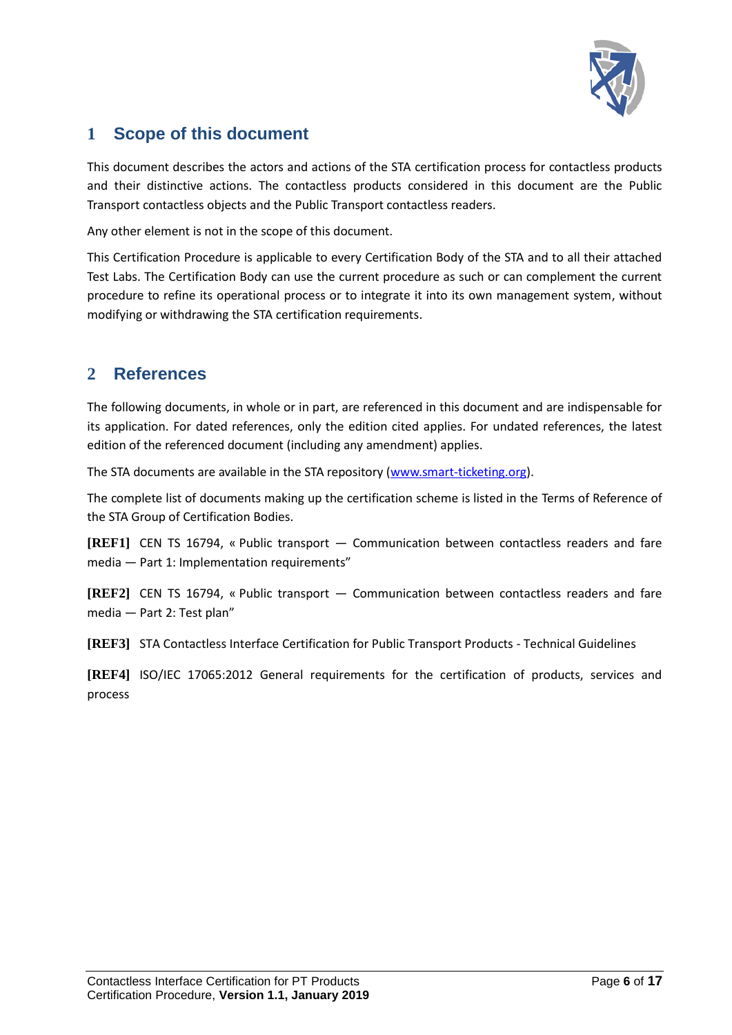# 1 Scope of this document

This document describes the actors and actions of the STA certification process for contactless products and their distinctive actions. The contactless products considered in this document are the Public Transport contactless objects and the Public Transport contactless readers.

Any other element is not in the scope of this document.

This Certification Procedure is applicable to every Certification Body of the STA and to all their attached Test Labs. The Certification Body can use the current procedure as such or can complement the current procedure to refine its operational process or to integrate it into its own management system, without modifying or withdrawing the STA certification requirements.

# 2 References

The following documents, in whole or in part, are referenced in this document and are indispensable for its application. For dated references, only the edition cited applies. For undated references, the latest edition of the referenced document (including any amendment) applies.

The STA documents are available in the STA repository (www.smart-ticketing.org).

The complete list of documents making up the certification scheme is listed in the Terms of Reference of the STA Group of Certification Bodies.

**[REF1]** CEN TS 16794, « Public transport — Communication between contactless readers and fare media — Part 1: Implementation requirements"

**[REF2]** CEN TS 16794, « Public transport — Communication between contactless readers and fare media — Part 2: Test plan"

**[REF3]** STA Contactless Interface Certification for Public Transport Products - Technical Guidelines

**[REF4]** ISO/IEC 17065:2012 General requirements for the certification of products, services and process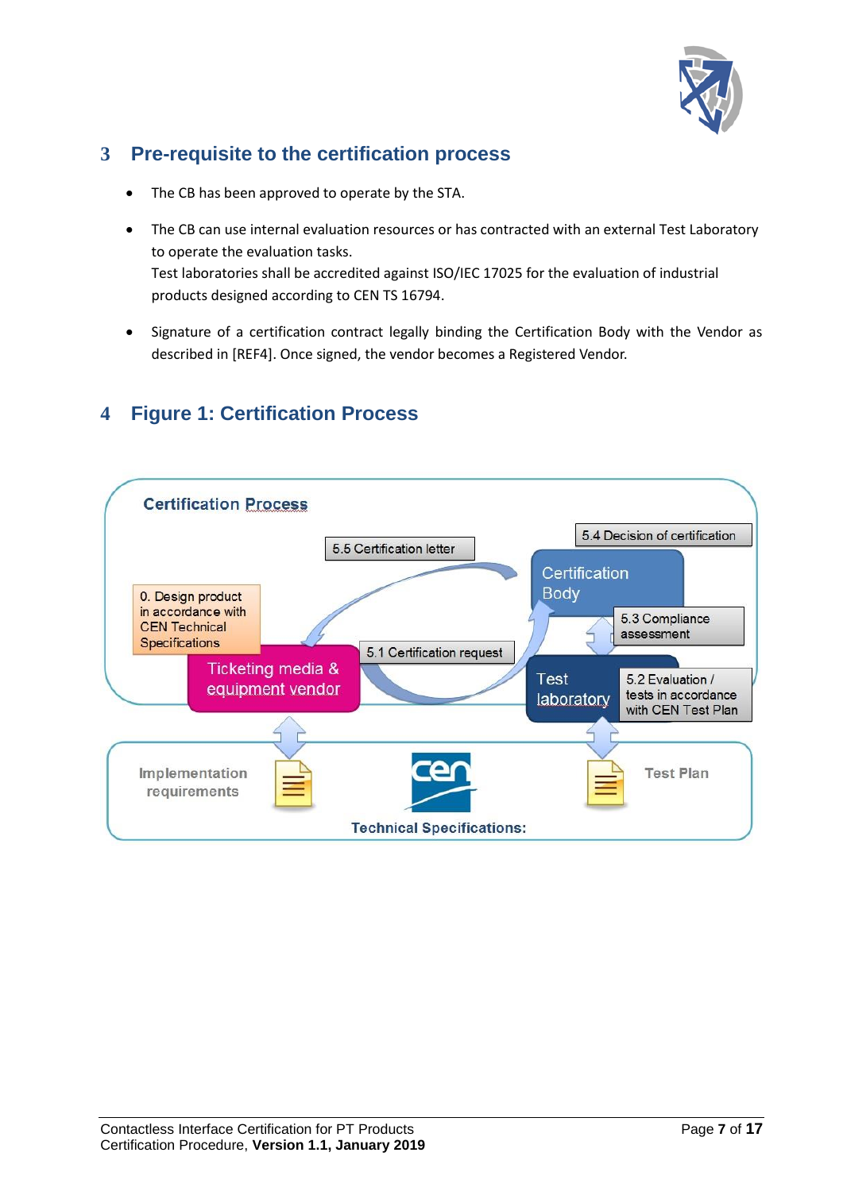# 3 Pre-requisite to the certification process

- The CB has been approved to operate by the STA.
- The CB can use internal evaluation resources or has contracted with an external Test Laboratory to operate the evaluation tasks.
  Test laboratories shall be accredited against ISO/IEC 17025 for the evaluation of industrial products designed according to CEN TS 16794.
- Signature of a certification contract legally binding the Certification Body with the Vendor as described in [REF4]. Once signed, the vendor becomes a Registered Vendor.

# 4 Figure 1: Certification Process

Certification Process

5.5 Certification letter

5.4 Decision of certification

Certification Body

0. Design product in accordance with CEN Technical Specifications

5.3 Compliance assessment

Ticketing media & equipment vendor

5.1 Certification request

Test laboratory

5.2 Evaluation / tests in accordance with CEN Test Plan

Implementation requirements

Test Plan

Technical Specifications: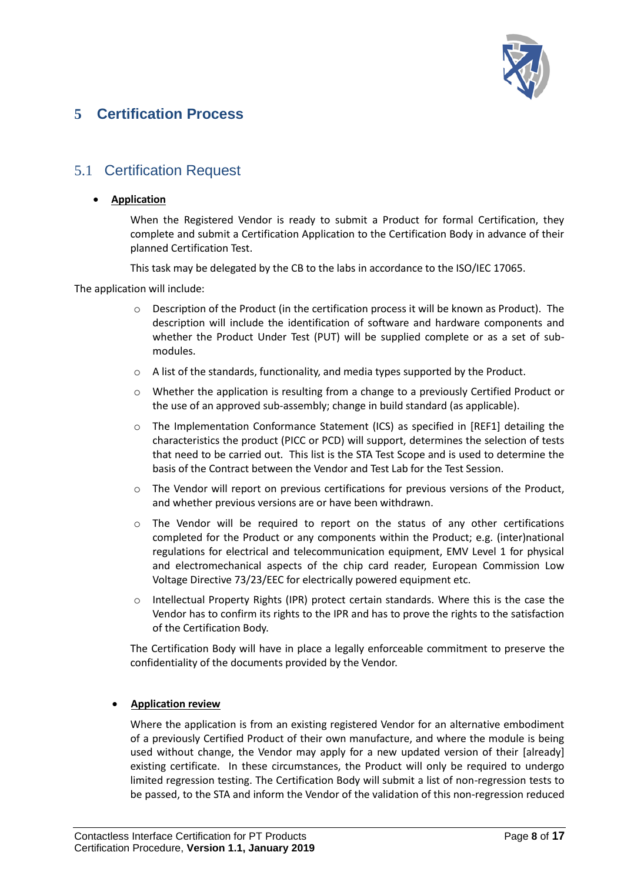# 5 Certification Process

## 5.1 Certification Request

- **Application**

  When the Registered Vendor is ready to submit a Product for formal Certification, they complete and submit a Certification Application to the Certification Body in advance of their planned Certification Test.

  This task may be delegated by the CB to the labs in accordance to the ISO/IEC 17065.

The application will include:

- Description of the Product (in the certification process it will be known as Product). The description will include the identification of software and hardware components and whether the Product Under Test (PUT) will be supplied complete or as a set of sub-modules.
- A list of the standards, functionality, and media types supported by the Product.
- Whether the application is resulting from a change to a previously Certified Product or the use of an approved sub-assembly; change in build standard (as applicable).
- The Implementation Conformance Statement (ICS) as specified in [REF1] detailing the characteristics the product (PICC or PCD) will support, determines the selection of tests that need to be carried out. This list is the STA Test Scope and is used to determine the basis of the Contract between the Vendor and Test Lab for the Test Session.
- The Vendor will report on previous certifications for previous versions of the Product, and whether previous versions are or have been withdrawn.
- The Vendor will be required to report on the status of any other certifications completed for the Product or any components within the Product; e.g. (inter)national regulations for electrical and telecommunication equipment, EMV Level 1 for physical and electromechanical aspects of the chip card reader, European Commission Low Voltage Directive 73/23/EEC for electrically powered equipment etc.
- Intellectual Property Rights (IPR) protect certain standards. Where this is the case the Vendor has to confirm its rights to the IPR and has to prove the rights to the satisfaction of the Certification Body.

The Certification Body will have in place a legally enforceable commitment to preserve the confidentiality of the documents provided by the Vendor.

- **Application review**

  Where the application is from an existing registered Vendor for an alternative embodiment of a previously Certified Product of their own manufacture, and where the module is being used without change, the Vendor may apply for a new updated version of their [already] existing certificate. In these circumstances, the Product will only be required to undergo limited regression testing. The Certification Body will submit a list of non-regression tests to be passed, to the STA and inform the Vendor of the validation of this non-regression reduced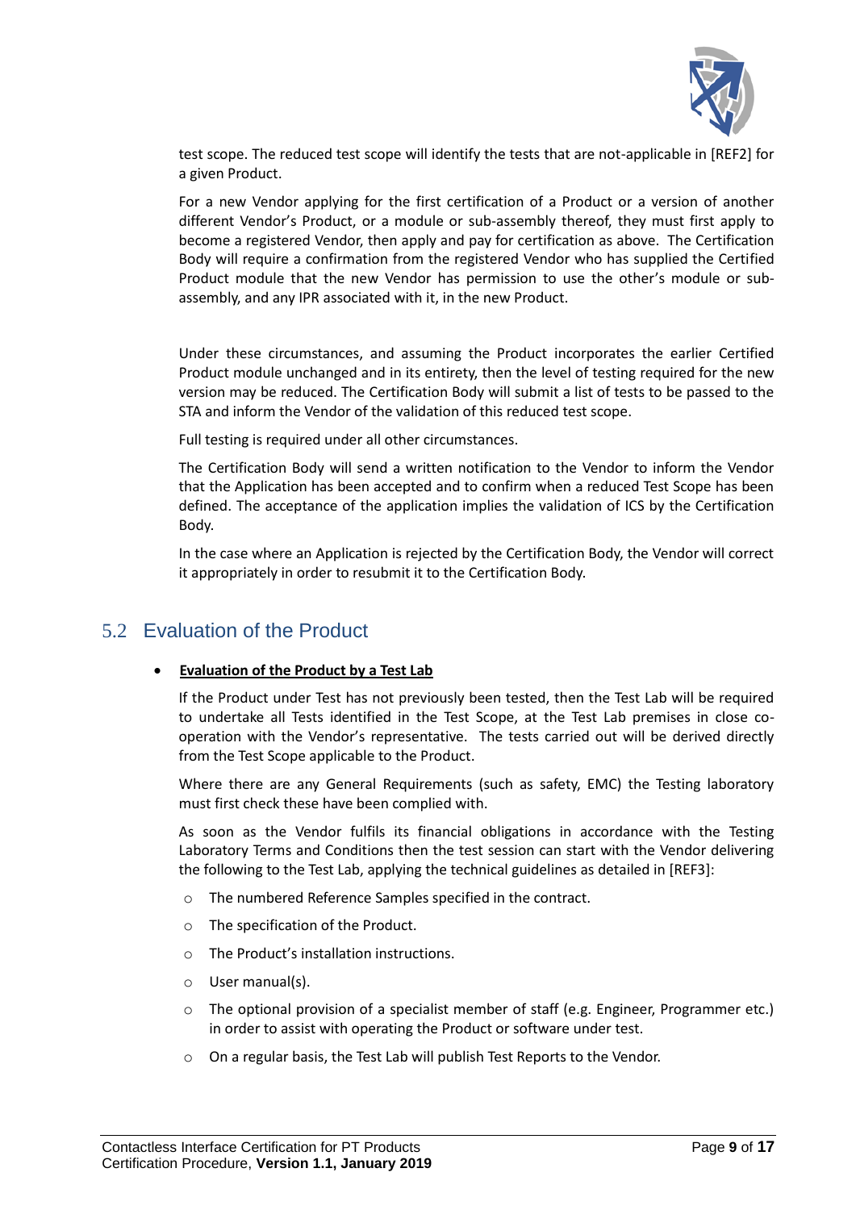test scope. The reduced test scope will identify the tests that are not-applicable in [REF2] for a given Product.

For a new Vendor applying for the first certification of a Product or a version of another different Vendor's Product, or a module or sub-assembly thereof, they must first apply to become a registered Vendor, then apply and pay for certification as above. The Certification Body will require a confirmation from the registered Vendor who has supplied the Certified Product module that the new Vendor has permission to use the other's module or sub-assembly, and any IPR associated with it, in the new Product.

Under these circumstances, and assuming the Product incorporates the earlier Certified Product module unchanged and in its entirety, then the level of testing required for the new version may be reduced. The Certification Body will submit a list of tests to be passed to the STA and inform the Vendor of the validation of this reduced test scope.

Full testing is required under all other circumstances.

The Certification Body will send a written notification to the Vendor to inform the Vendor that the Application has been accepted and to confirm when a reduced Test Scope has been defined. The acceptance of the application implies the validation of ICS by the Certification Body.

In the case where an Application is rejected by the Certification Body, the Vendor will correct it appropriately in order to resubmit it to the Certification Body.

## 5.2 Evaluation of the Product

- **Evaluation of the Product by a Test Lab**

  If the Product under Test has not previously been tested, then the Test Lab will be required to undertake all Tests identified in the Test Scope, at the Test Lab premises in close co-operation with the Vendor's representative. The tests carried out will be derived directly from the Test Scope applicable to the Product.

  Where there are any General Requirements (such as safety, EMC) the Testing laboratory must first check these have been complied with.

  As soon as the Vendor fulfils its financial obligations in accordance with the Testing Laboratory Terms and Conditions then the test session can start with the Vendor delivering the following to the Test Lab, applying the technical guidelines as detailed in [REF3]:

  - The numbered Reference Samples specified in the contract.
  - The specification of the Product.
  - The Product's installation instructions.
  - User manual(s).
  - The optional provision of a specialist member of staff (e.g. Engineer, Programmer etc.) in order to assist with operating the Product or software under test.
  - On a regular basis, the Test Lab will publish Test Reports to the Vendor.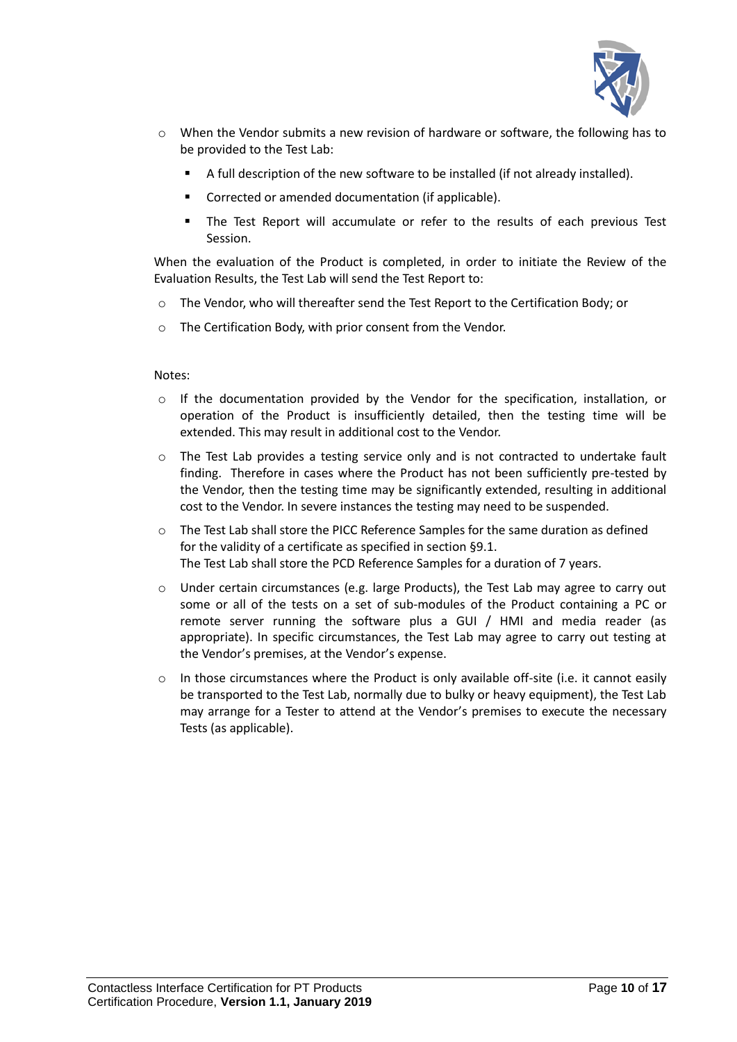- When the Vendor submits a new revision of hardware or software, the following has to be provided to the Test Lab:
  - A full description of the new software to be installed (if not already installed).
  - Corrected or amended documentation (if applicable).
  - The Test Report will accumulate or refer to the results of each previous Test Session.

When the evaluation of the Product is completed, in order to initiate the Review of the Evaluation Results, the Test Lab will send the Test Report to:

- The Vendor, who will thereafter send the Test Report to the Certification Body; or
- The Certification Body, with prior consent from the Vendor.

Notes:

- If the documentation provided by the Vendor for the specification, installation, or operation of the Product is insufficiently detailed, then the testing time will be extended. This may result in additional cost to the Vendor.
- The Test Lab provides a testing service only and is not contracted to undertake fault finding. Therefore in cases where the Product has not been sufficiently pre-tested by the Vendor, then the testing time may be significantly extended, resulting in additional cost to the Vendor. In severe instances the testing may need to be suspended.
- The Test Lab shall store the PICC Reference Samples for the same duration as defined for the validity of a certificate as specified in section §9.1.  
  The Test Lab shall store the PCD Reference Samples for a duration of 7 years.
- Under certain circumstances (e.g. large Products), the Test Lab may agree to carry out some or all of the tests on a set of sub-modules of the Product containing a PC or remote server running the software plus a GUI / HMI and media reader (as appropriate). In specific circumstances, the Test Lab may agree to carry out testing at the Vendor's premises, at the Vendor's expense.
- In those circumstances where the Product is only available off-site (i.e. it cannot easily be transported to the Test Lab, normally due to bulky or heavy equipment), the Test Lab may arrange for a Tester to attend at the Vendor's premises to execute the necessary Tests (as applicable).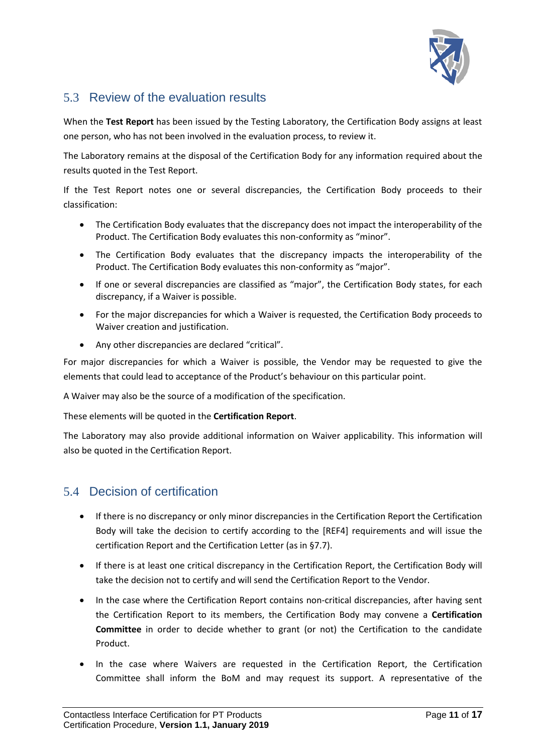## 5.3 Review of the evaluation results

When the **Test Report** has been issued by the Testing Laboratory, the Certification Body assigns at least one person, who has not been involved in the evaluation process, to review it.

The Laboratory remains at the disposal of the Certification Body for any information required about the results quoted in the Test Report.

If the Test Report notes one or several discrepancies, the Certification Body proceeds to their classification:

- The Certification Body evaluates that the discrepancy does not impact the interoperability of the Product. The Certification Body evaluates this non-conformity as "minor".
- The Certification Body evaluates that the discrepancy impacts the interoperability of the Product. The Certification Body evaluates this non-conformity as "major".
- If one or several discrepancies are classified as "major", the Certification Body states, for each discrepancy, if a Waiver is possible.
- For the major discrepancies for which a Waiver is requested, the Certification Body proceeds to Waiver creation and justification.
- Any other discrepancies are declared "critical".

For major discrepancies for which a Waiver is possible, the Vendor may be requested to give the elements that could lead to acceptance of the Product's behaviour on this particular point.

A Waiver may also be the source of a modification of the specification.

These elements will be quoted in the **Certification Report**.

The Laboratory may also provide additional information on Waiver applicability. This information will also be quoted in the Certification Report.

## 5.4 Decision of certification

- If there is no discrepancy or only minor discrepancies in the Certification Report the Certification Body will take the decision to certify according to the [REF4] requirements and will issue the certification Report and the Certification Letter (as in §7.7).
- If there is at least one critical discrepancy in the Certification Report, the Certification Body will take the decision not to certify and will send the Certification Report to the Vendor.
- In the case where the Certification Report contains non-critical discrepancies, after having sent the Certification Report to its members, the Certification Body may convene a **Certification Committee** in order to decide whether to grant (or not) the Certification to the candidate Product.
- In the case where Waivers are requested in the Certification Report, the Certification Committee shall inform the BoM and may request its support. A representative of the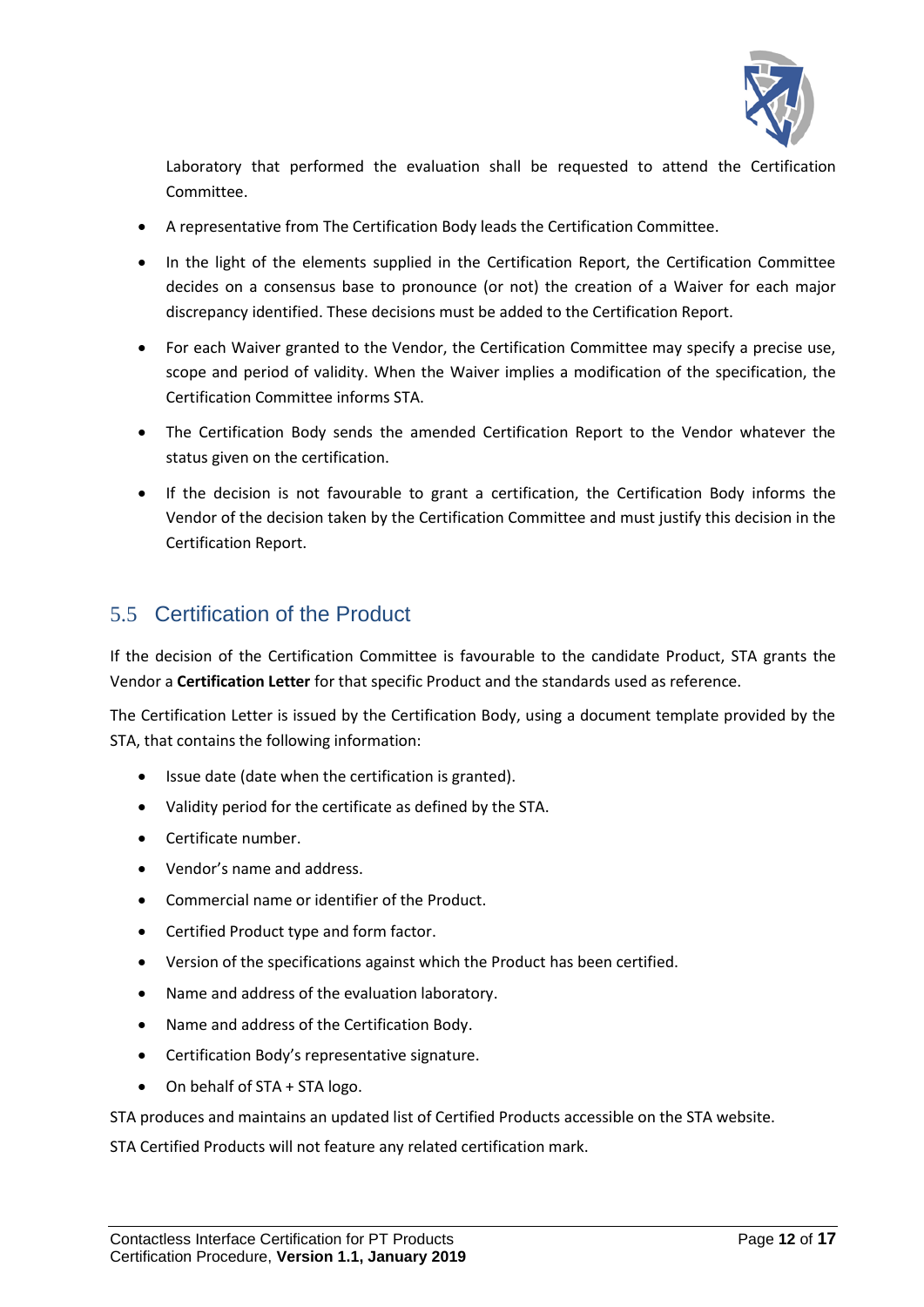Laboratory that performed the evaluation shall be requested to attend the Certification Committee.

- A representative from The Certification Body leads the Certification Committee.
- In the light of the elements supplied in the Certification Report, the Certification Committee decides on a consensus base to pronounce (or not) the creation of a Waiver for each major discrepancy identified. These decisions must be added to the Certification Report.
- For each Waiver granted to the Vendor, the Certification Committee may specify a precise use, scope and period of validity. When the Waiver implies a modification of the specification, the Certification Committee informs STA.
- The Certification Body sends the amended Certification Report to the Vendor whatever the status given on the certification.
- If the decision is not favourable to grant a certification, the Certification Body informs the Vendor of the decision taken by the Certification Committee and must justify this decision in the Certification Report.

## 5.5 Certification of the Product

If the decision of the Certification Committee is favourable to the candidate Product, STA grants the Vendor a **Certification Letter** for that specific Product and the standards used as reference.

The Certification Letter is issued by the Certification Body, using a document template provided by the STA, that contains the following information:

- Issue date (date when the certification is granted).
- Validity period for the certificate as defined by the STA.
- Certificate number.
- Vendor's name and address.
- Commercial name or identifier of the Product.
- Certified Product type and form factor.
- Version of the specifications against which the Product has been certified.
- Name and address of the evaluation laboratory.
- Name and address of the Certification Body.
- Certification Body's representative signature.
- On behalf of STA + STA logo.

STA produces and maintains an updated list of Certified Products accessible on the STA website.

STA Certified Products will not feature any related certification mark.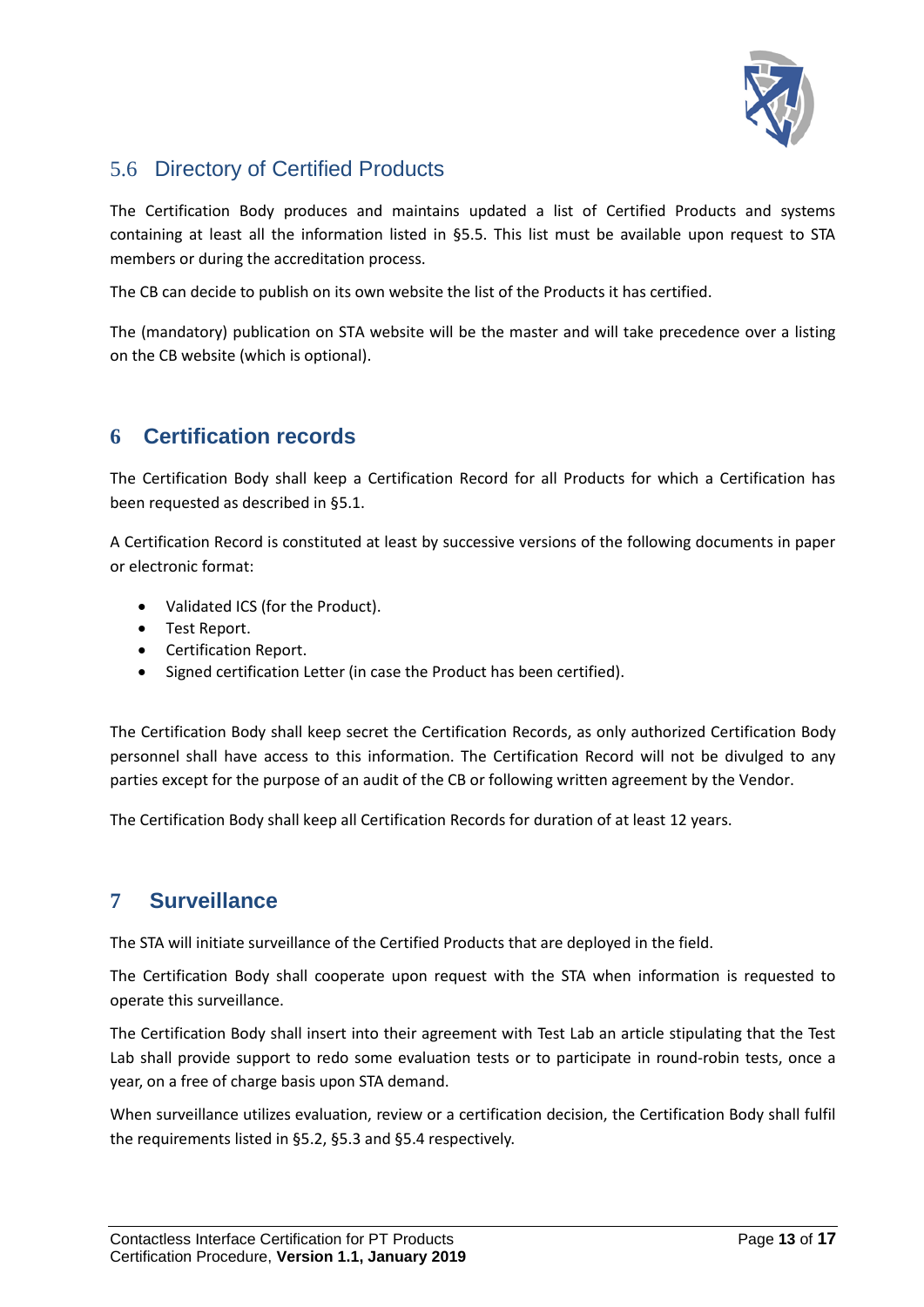## 5.6 Directory of Certified Products

The Certification Body produces and maintains updated a list of Certified Products and systems containing at least all the information listed in §5.5. This list must be available upon request to STA members or during the accreditation process.

The CB can decide to publish on its own website the list of the Products it has certified.

The (mandatory) publication on STA website will be the master and will take precedence over a listing on the CB website (which is optional).

# 6 Certification records

The Certification Body shall keep a Certification Record for all Products for which a Certification has been requested as described in §5.1.

A Certification Record is constituted at least by successive versions of the following documents in paper or electronic format:

- Validated ICS (for the Product).
- Test Report.
- Certification Report.
- Signed certification Letter (in case the Product has been certified).

The Certification Body shall keep secret the Certification Records, as only authorized Certification Body personnel shall have access to this information. The Certification Record will not be divulged to any parties except for the purpose of an audit of the CB or following written agreement by the Vendor.

The Certification Body shall keep all Certification Records for duration of at least 12 years.

# 7 Surveillance

The STA will initiate surveillance of the Certified Products that are deployed in the field.

The Certification Body shall cooperate upon request with the STA when information is requested to operate this surveillance.

The Certification Body shall insert into their agreement with Test Lab an article stipulating that the Test Lab shall provide support to redo some evaluation tests or to participate in round-robin tests, once a year, on a free of charge basis upon STA demand.

When surveillance utilizes evaluation, review or a certification decision, the Certification Body shall fulfil the requirements listed in §5.2, §5.3 and §5.4 respectively.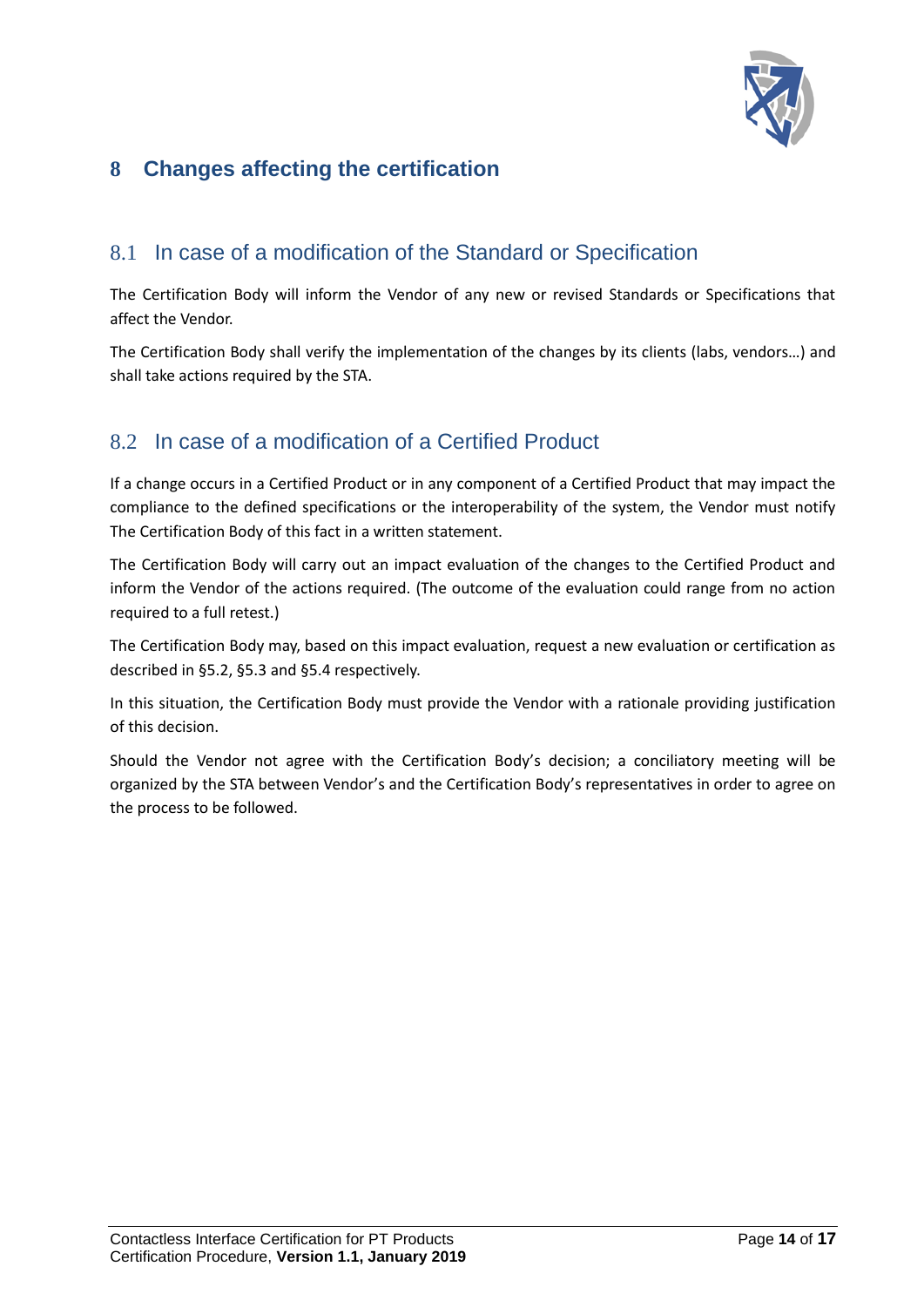# 8 Changes affecting the certification

## 8.1 In case of a modification of the Standard or Specification

The Certification Body will inform the Vendor of any new or revised Standards or Specifications that affect the Vendor.

The Certification Body shall verify the implementation of the changes by its clients (labs, vendors…) and shall take actions required by the STA.

## 8.2 In case of a modification of a Certified Product

If a change occurs in a Certified Product or in any component of a Certified Product that may impact the compliance to the defined specifications or the interoperability of the system, the Vendor must notify The Certification Body of this fact in a written statement.

The Certification Body will carry out an impact evaluation of the changes to the Certified Product and inform the Vendor of the actions required. (The outcome of the evaluation could range from no action required to a full retest.)

The Certification Body may, based on this impact evaluation, request a new evaluation or certification as described in §5.2, §5.3 and §5.4 respectively.

In this situation, the Certification Body must provide the Vendor with a rationale providing justification of this decision.

Should the Vendor not agree with the Certification Body's decision; a conciliatory meeting will be organized by the STA between Vendor's and the Certification Body's representatives in order to agree on the process to be followed.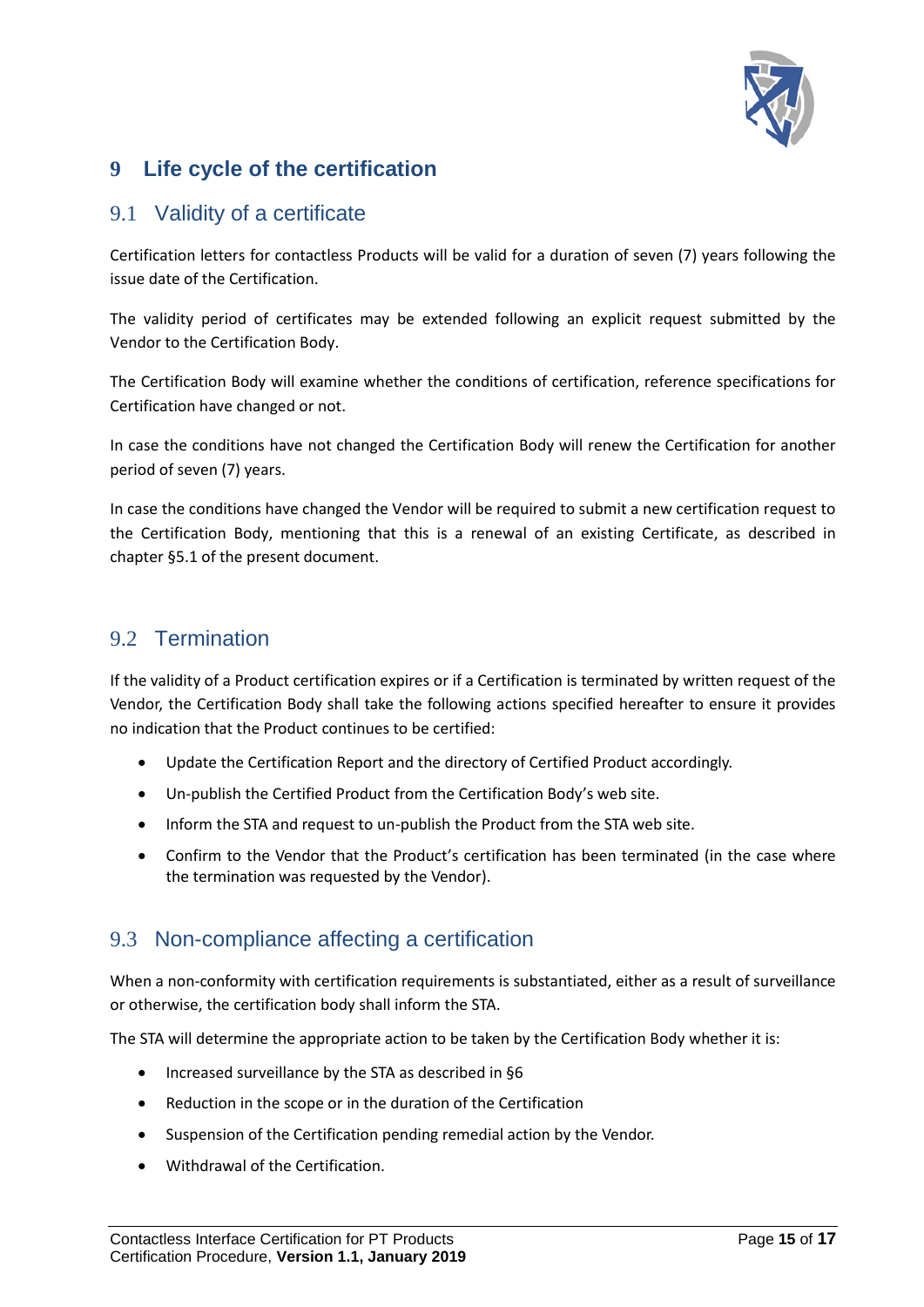# 9 Life cycle of the certification

## 9.1 Validity of a certificate

Certification letters for contactless Products will be valid for a duration of seven (7) years following the issue date of the Certification.

The validity period of certificates may be extended following an explicit request submitted by the Vendor to the Certification Body.

The Certification Body will examine whether the conditions of certification, reference specifications for Certification have changed or not.

In case the conditions have not changed the Certification Body will renew the Certification for another period of seven (7) years.

In case the conditions have changed the Vendor will be required to submit a new certification request to the Certification Body, mentioning that this is a renewal of an existing Certificate, as described in chapter §5.1 of the present document.

## 9.2 Termination

If the validity of a Product certification expires or if a Certification is terminated by written request of the Vendor, the Certification Body shall take the following actions specified hereafter to ensure it provides no indication that the Product continues to be certified:

- Update the Certification Report and the directory of Certified Product accordingly.
- Un-publish the Certified Product from the Certification Body's web site.
- Inform the STA and request to un-publish the Product from the STA web site.
- Confirm to the Vendor that the Product's certification has been terminated (in the case where the termination was requested by the Vendor).

## 9.3 Non-compliance affecting a certification

When a non-conformity with certification requirements is substantiated, either as a result of surveillance or otherwise, the certification body shall inform the STA.

The STA will determine the appropriate action to be taken by the Certification Body whether it is:

- Increased surveillance by the STA as described in §6
- Reduction in the scope or in the duration of the Certification
- Suspension of the Certification pending remedial action by the Vendor.
- Withdrawal of the Certification.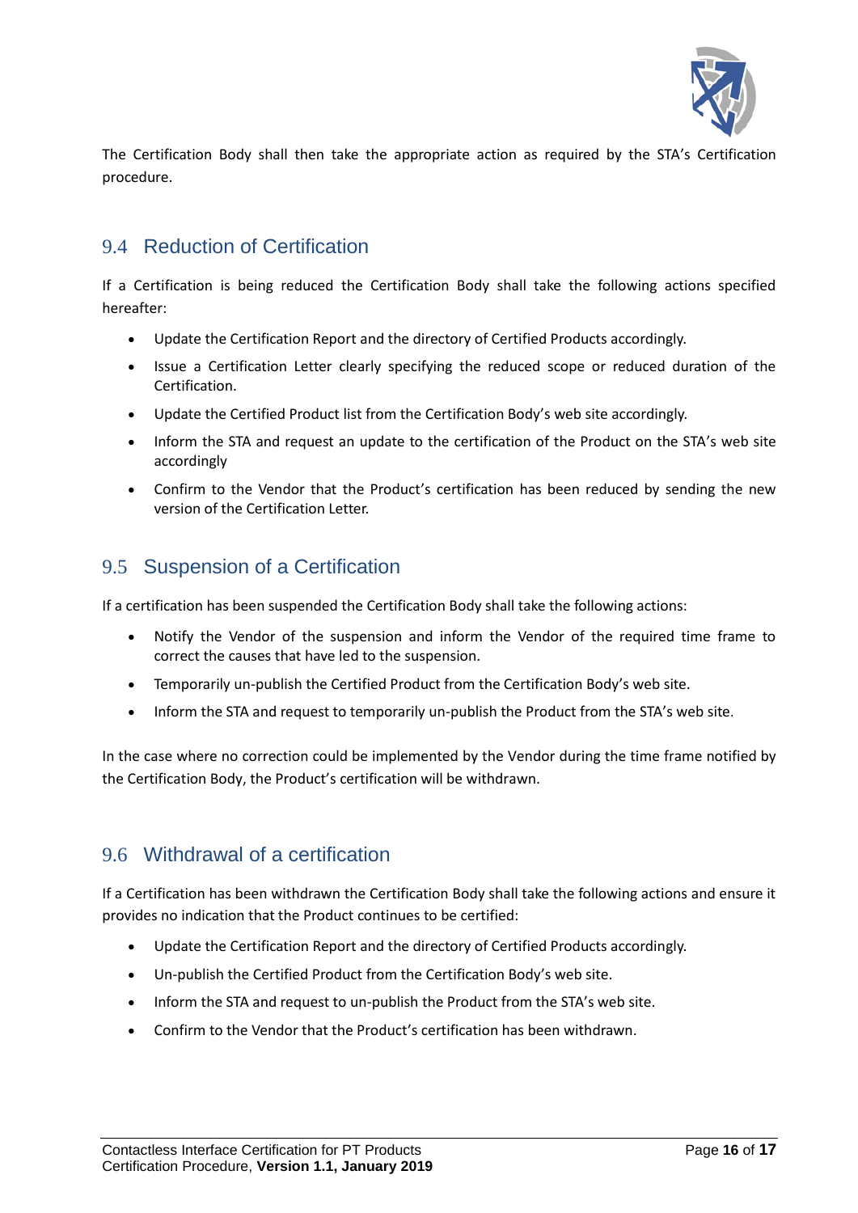The Certification Body shall then take the appropriate action as required by the STA's Certification procedure.

## 9.4 Reduction of Certification

If a Certification is being reduced the Certification Body shall take the following actions specified hereafter:

- Update the Certification Report and the directory of Certified Products accordingly.
- Issue a Certification Letter clearly specifying the reduced scope or reduced duration of the Certification.
- Update the Certified Product list from the Certification Body's web site accordingly.
- Inform the STA and request an update to the certification of the Product on the STA's web site accordingly
- Confirm to the Vendor that the Product's certification has been reduced by sending the new version of the Certification Letter.

## 9.5 Suspension of a Certification

If a certification has been suspended the Certification Body shall take the following actions:

- Notify the Vendor of the suspension and inform the Vendor of the required time frame to correct the causes that have led to the suspension.
- Temporarily un-publish the Certified Product from the Certification Body's web site.
- Inform the STA and request to temporarily un-publish the Product from the STA's web site.

In the case where no correction could be implemented by the Vendor during the time frame notified by the Certification Body, the Product's certification will be withdrawn.

## 9.6 Withdrawal of a certification

If a Certification has been withdrawn the Certification Body shall take the following actions and ensure it provides no indication that the Product continues to be certified:

- Update the Certification Report and the directory of Certified Products accordingly.
- Un-publish the Certified Product from the Certification Body's web site.
- Inform the STA and request to un-publish the Product from the STA's web site.
- Confirm to the Vendor that the Product's certification has been withdrawn.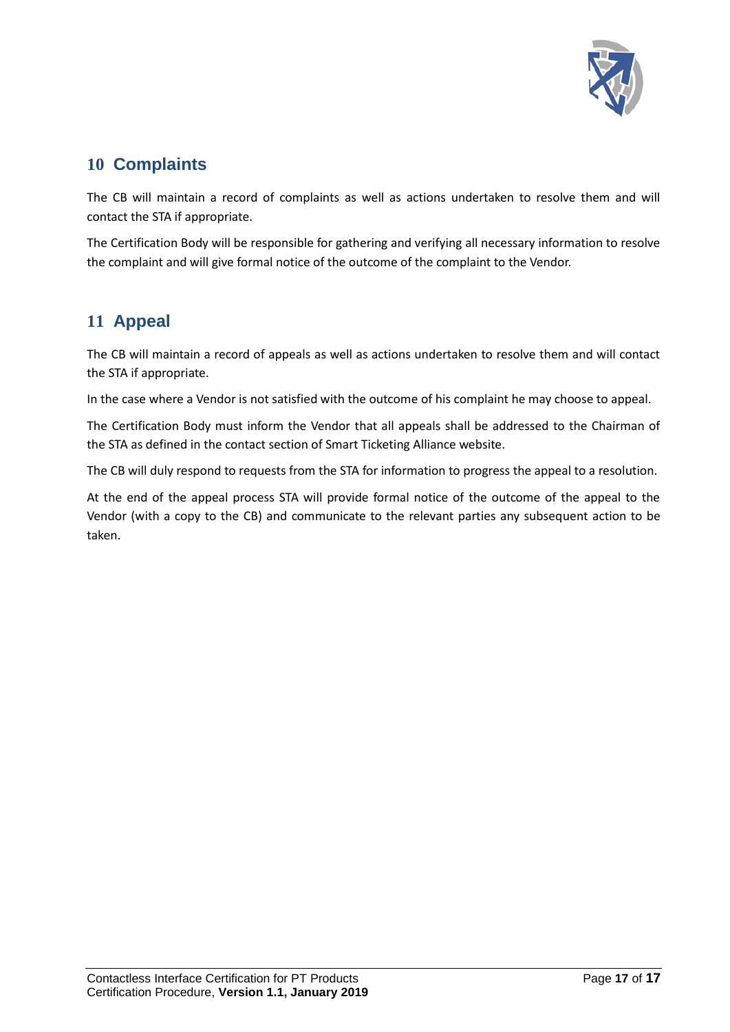## 10 Complaints

The CB will maintain a record of complaints as well as actions undertaken to resolve them and will contact the STA if appropriate.

The Certification Body will be responsible for gathering and verifying all necessary information to resolve the complaint and will give formal notice of the outcome of the complaint to the Vendor.

## 11 Appeal

The CB will maintain a record of appeals as well as actions undertaken to resolve them and will contact the STA if appropriate.

In the case where a Vendor is not satisfied with the outcome of his complaint he may choose to appeal.

The Certification Body must inform the Vendor that all appeals shall be addressed to the Chairman of the STA as defined in the contact section of Smart Ticketing Alliance website.

The CB will duly respond to requests from the STA for information to progress the appeal to a resolution.

At the end of the appeal process STA will provide formal notice of the outcome of the appeal to the Vendor (with a copy to the CB) and communicate to the relevant parties any subsequent action to be taken.